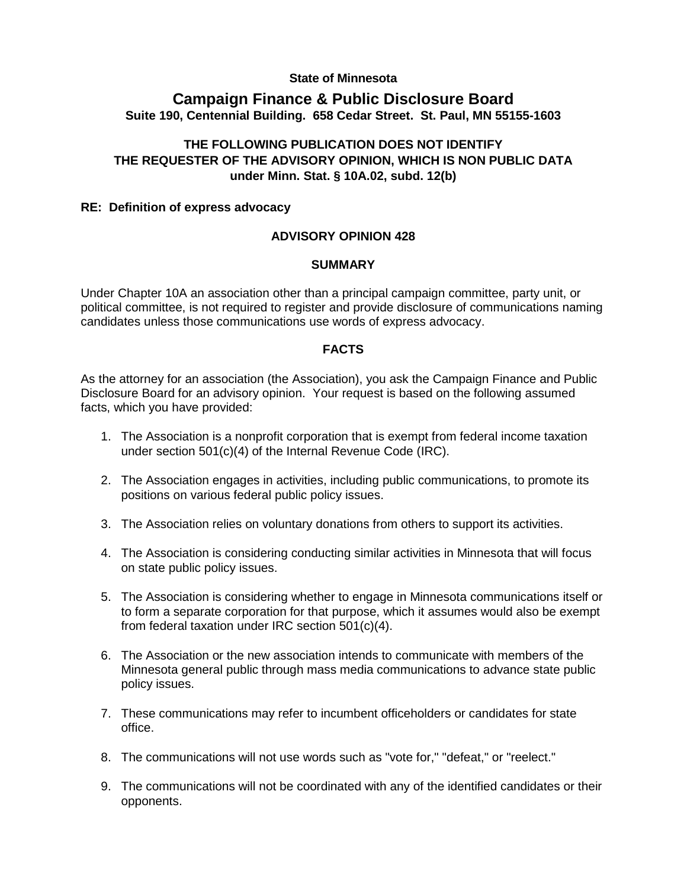**State of Minnesota**

# Campaign Finance & Public Disclosure Board

**Suite 190, Centennial Building. 658 Cedar Street. St. Paul, MN 55155-1603**

**THE FOLLOWING PUBLICATION DOES NOT IDENTIFY THE REQUESTER OF THE ADVISORY OPINION, WHICH IS NON PUBLIC DATA under Minn. Stat. § 10A.02, subd. 12(b)**

**RE: Definition of express advocacy**

## ADVISORY OPINION 428

## SUMMARY

Under Chapter 10A an association other than a principal campaign committee, party unit, or political committee, is not required to register and provide disclosure of communications naming candidates unless those communications use words of express advocacy.

## FACTS

As the attorney for an association (the Association), you ask the Campaign Finance and Public Disclosure Board for an advisory opinion. Your request is based on the following assumed facts, which you have provided:

1. The Association is a nonprofit corporation that is exempt from federal income taxation under section 501(c)(4) of the Internal Revenue Code (IRC).
2. The Association engages in activities, including public communications, to promote its positions on various federal public policy issues.
3. The Association relies on voluntary donations from others to support its activities.
4. The Association is considering conducting similar activities in Minnesota that will focus on state public policy issues.
5. The Association is considering whether to engage in Minnesota communications itself or to form a separate corporation for that purpose, which it assumes would also be exempt from federal taxation under IRC section 501(c)(4).
6. The Association or the new association intends to communicate with members of the Minnesota general public through mass media communications to advance state public policy issues.
7. These communications may refer to incumbent officeholders or candidates for state office.
8. The communications will not use words such as "vote for," "defeat," or "reelect."
9. The communications will not be coordinated with any of the identified candidates or their opponents.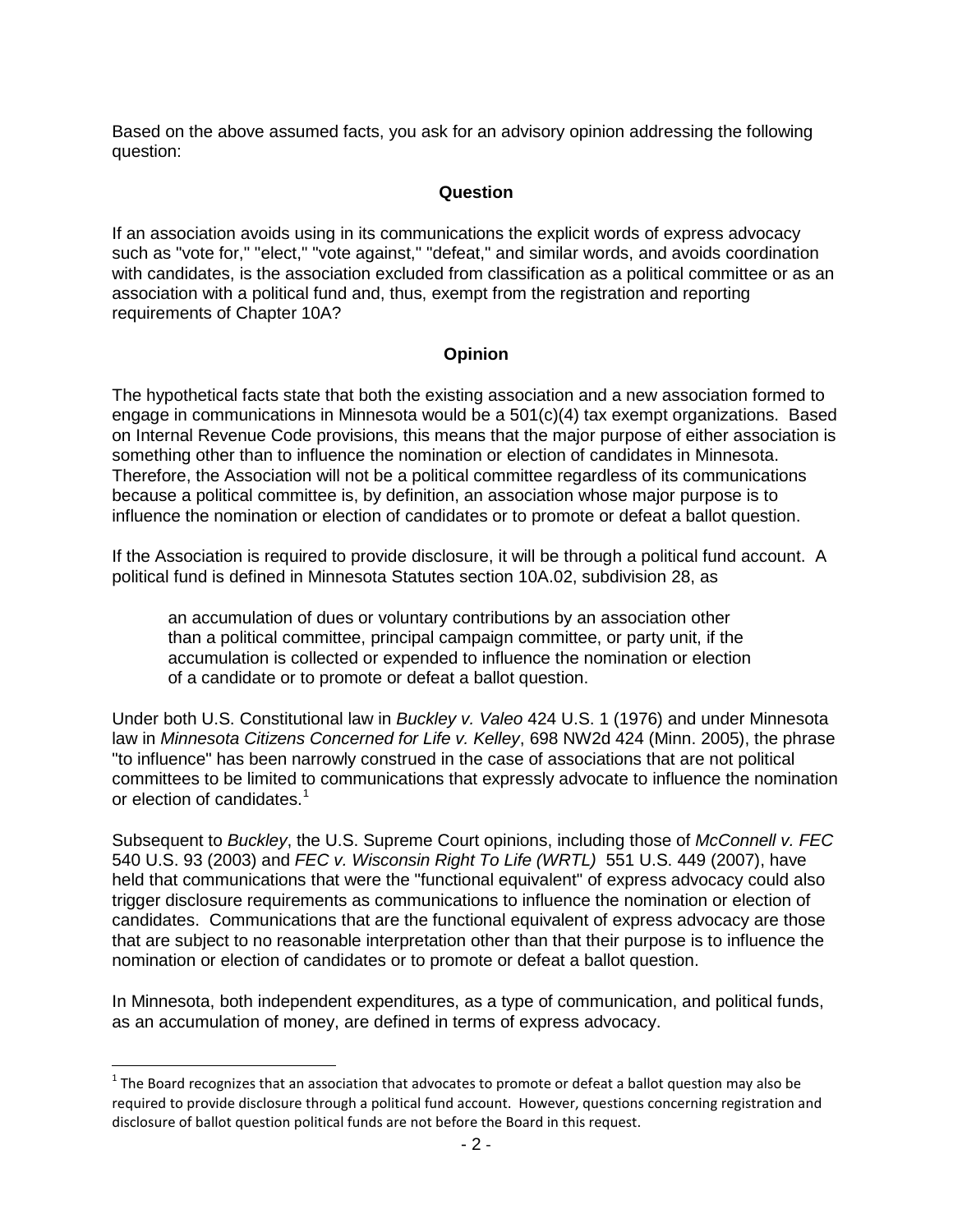Based on the above assumed facts, you ask for an advisory opinion addressing the following question:

**Question**

If an association avoids using in its communications the explicit words of express advocacy such as "vote for," "elect," "vote against," "defeat," and similar words, and avoids coordination with candidates, is the association excluded from classification as a political committee or as an association with a political fund and, thus, exempt from the registration and reporting requirements of Chapter 10A?

**Opinion**

The hypothetical facts state that both the existing association and a new association formed to engage in communications in Minnesota would be a 501(c)(4) tax exempt organizations. Based on Internal Revenue Code provisions, this means that the major purpose of either association is something other than to influence the nomination or election of candidates in Minnesota. Therefore, the Association will not be a political committee regardless of its communications because a political committee is, by definition, an association whose major purpose is to influence the nomination or election of candidates or to promote or defeat a ballot question.

If the Association is required to provide disclosure, it will be through a political fund account. A political fund is defined in Minnesota Statutes section 10A.02, subdivision 28, as

> an accumulation of dues or voluntary contributions by an association other than a political committee, principal campaign committee, or party unit, if the accumulation is collected or expended to influence the nomination or election of a candidate or to promote or defeat a ballot question.

Under both U.S. Constitutional law in *Buckley v. Valeo* 424 U.S. 1 (1976) and under Minnesota law in *Minnesota Citizens Concerned for Life v. Kelley*, 698 NW2d 424 (Minn. 2005), the phrase "to influence" has been narrowly construed in the case of associations that are not political committees to be limited to communications that expressly advocate to influence the nomination or election of candidates.[1]

Subsequent to *Buckley*, the U.S. Supreme Court opinions, including those of *McConnell v. FEC* 540 U.S. 93 (2003) and *FEC v. Wisconsin Right To Life (WRTL)* 551 U.S. 449 (2007), have held that communications that were the "functional equivalent" of express advocacy could also trigger disclosure requirements as communications to influence the nomination or election of candidates. Communications that are the functional equivalent of express advocacy are those that are subject to no reasonable interpretation other than that their purpose is to influence the nomination or election of candidates or to promote or defeat a ballot question.

In Minnesota, both independent expenditures, as a type of communication, and political funds, as an accumulation of money, are defined in terms of express advocacy.

---

[1] The Board recognizes that an association that advocates to promote or defeat a ballot question may also be required to provide disclosure through a political fund account. However, questions concerning registration and disclosure of ballot question political funds are not before the Board in this request.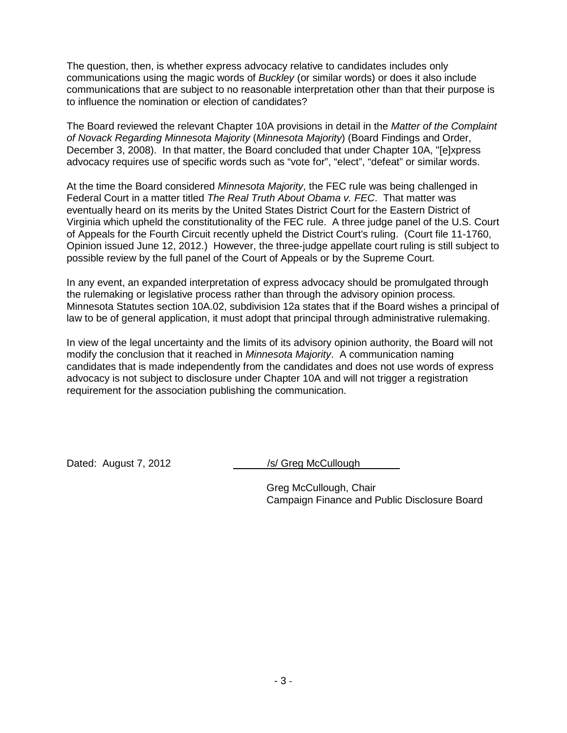The question, then, is whether express advocacy relative to candidates includes only communications using the magic words of *Buckley* (or similar words) or does it also include communications that are subject to no reasonable interpretation other than that their purpose is to influence the nomination or election of candidates?

The Board reviewed the relevant Chapter 10A provisions in detail in the *Matter of the Complaint of Novack Regarding Minnesota Majority* (*Minnesota Majority*) (Board Findings and Order, December 3, 2008). In that matter, the Board concluded that under Chapter 10A, "[e]xpress advocacy requires use of specific words such as "vote for", "elect", "defeat" or similar words.

At the time the Board considered *Minnesota Majority*, the FEC rule was being challenged in Federal Court in a matter titled *The Real Truth About Obama v. FEC*. That matter was eventually heard on its merits by the United States District Court for the Eastern District of Virginia which upheld the constitutionality of the FEC rule. A three judge panel of the U.S. Court of Appeals for the Fourth Circuit recently upheld the District Court's ruling. (Court file 11-1760, Opinion issued June 12, 2012.) However, the three-judge appellate court ruling is still subject to possible review by the full panel of the Court of Appeals or by the Supreme Court.

In any event, an expanded interpretation of express advocacy should be promulgated through the rulemaking or legislative process rather than through the advisory opinion process. Minnesota Statutes section 10A.02, subdivision 12a states that if the Board wishes a principal of law to be of general application, it must adopt that principal through administrative rulemaking.

In view of the legal uncertainty and the limits of its advisory opinion authority, the Board will not modify the conclusion that it reached in *Minnesota Majority*. A communication naming candidates that is made independently from the candidates and does not use words of express advocacy is not subject to disclosure under Chapter 10A and will not trigger a registration requirement for the association publishing the communication.

Dated: August 7, 2012

/s/ Greg McCullough

Greg McCullough, Chair
Campaign Finance and Public Disclosure Board